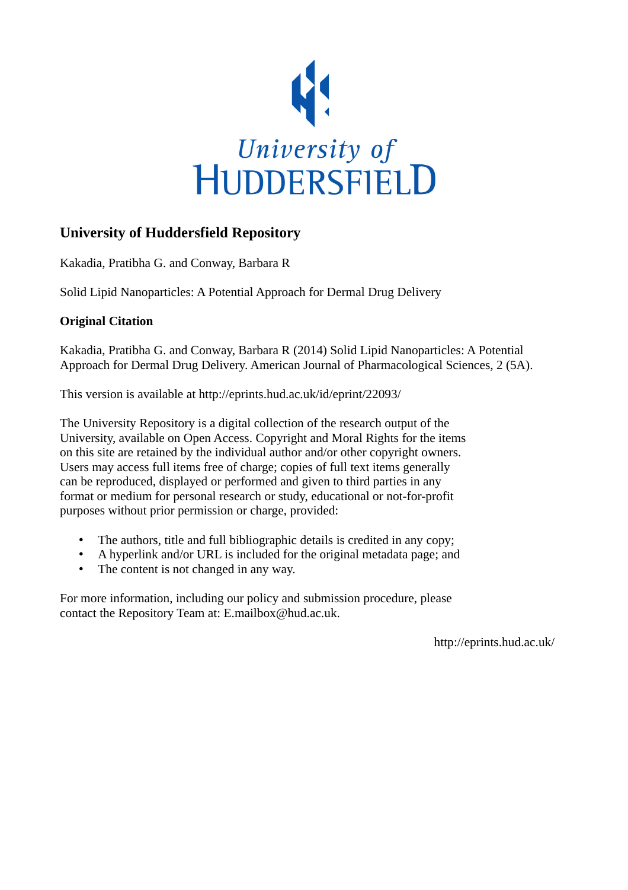University of HUDDERSFIELD

## University of Huddersfield Repository

Kakadia, Pratibha G. and Conway, Barbara R

Solid Lipid Nanoparticles: A Potential Approach for Dermal Drug Delivery

### Original Citation

Kakadia, Pratibha G. and Conway, Barbara R (2014) Solid Lipid Nanoparticles: A Potential Approach for Dermal Drug Delivery. American Journal of Pharmacological Sciences, 2 (5A).

This version is available at http://eprints.hud.ac.uk/id/eprint/22093/

The University Repository is a digital collection of the research output of the University, available on Open Access. Copyright and Moral Rights for the items on this site are retained by the individual author and/or other copyright owners. Users may access full items free of charge; copies of full text items generally can be reproduced, displayed or performed and given to third parties in any format or medium for personal research or study, educational or not-for-profit purposes without prior permission or charge, provided:

- The authors, title and full bibliographic details is credited in any copy;
- A hyperlink and/or URL is included for the original metadata page; and
- The content is not changed in any way.

For more information, including our policy and submission procedure, please contact the Repository Team at: E.mailbox@hud.ac.uk.

http://eprints.hud.ac.uk/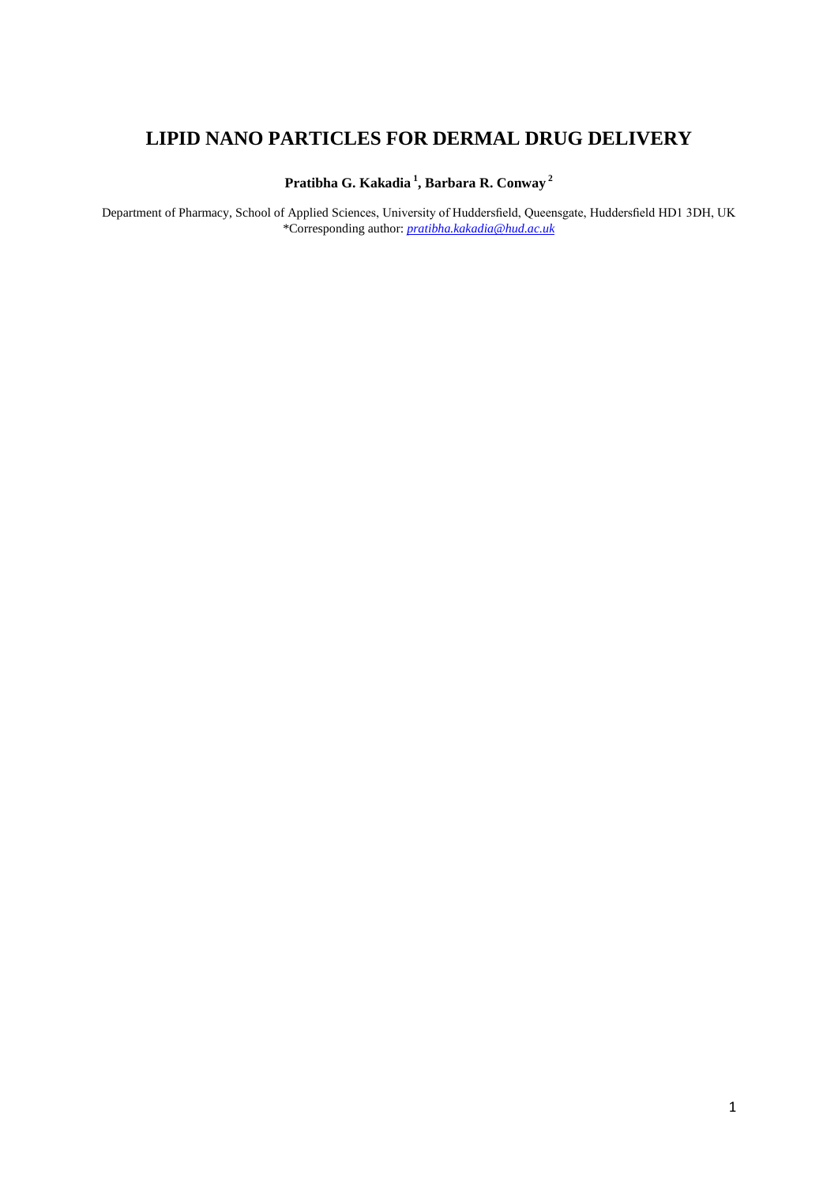# LIPID NANO PARTICLES FOR DERMAL DRUG DELIVERY

**Pratibha G. Kakadia [1], Barbara R. Conway [2]**

Department of Pharmacy, School of Applied Sciences, University of Huddersfield, Queensgate, Huddersfield HD1 3DH, UK
*Corresponding author: *pratibha.kakadia@hud.ac.uk*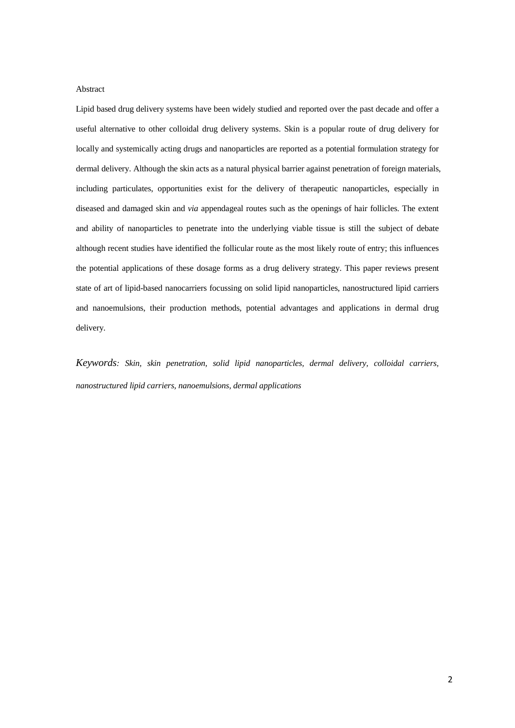## Abstract

Lipid based drug delivery systems have been widely studied and reported over the past decade and offer a useful alternative to other colloidal drug delivery systems. Skin is a popular route of drug delivery for locally and systemically acting drugs and nanoparticles are reported as a potential formulation strategy for dermal delivery. Although the skin acts as a natural physical barrier against penetration of foreign materials, including particulates, opportunities exist for the delivery of therapeutic nanoparticles, especially in diseased and damaged skin and *via* appendageal routes such as the openings of hair follicles. The extent and ability of nanoparticles to penetrate into the underlying viable tissue is still the subject of debate although recent studies have identified the follicular route as the most likely route of entry; this influences the potential applications of these dosage forms as a drug delivery strategy. This paper reviews present state of art of lipid-based nanocarriers focussing on solid lipid nanoparticles, nanostructured lipid carriers and nanoemulsions, their production methods, potential advantages and applications in dermal drug delivery.

*Keywords: Skin, skin penetration, solid lipid nanoparticles, dermal delivery, colloidal carriers, nanostructured lipid carriers, nanoemulsions, dermal applications*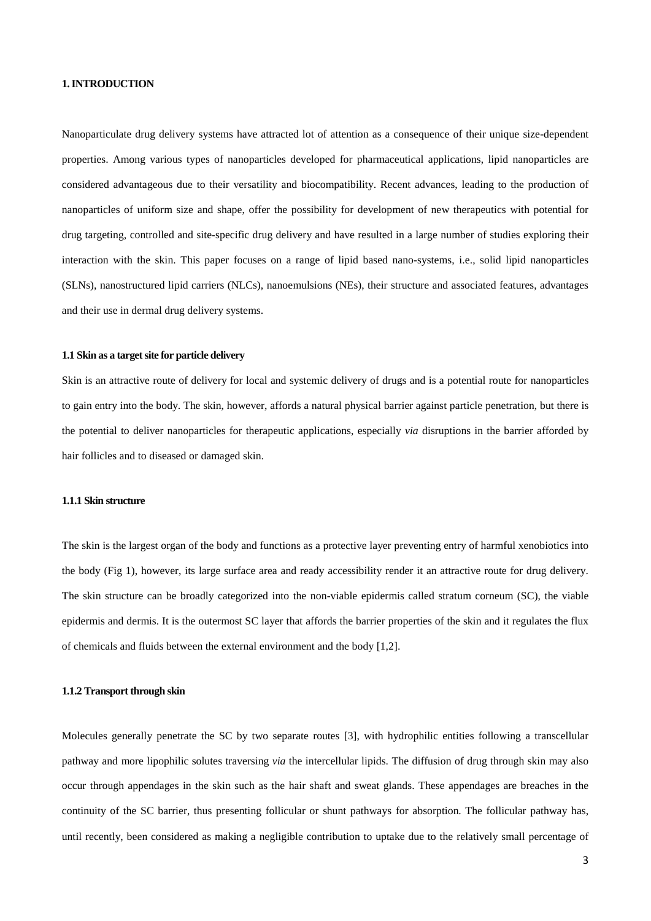## 1. INTRODUCTION

Nanoparticulate drug delivery systems have attracted lot of attention as a consequence of their unique size-dependent properties. Among various types of nanoparticles developed for pharmaceutical applications, lipid nanoparticles are considered advantageous due to their versatility and biocompatibility. Recent advances, leading to the production of nanoparticles of uniform size and shape, offer the possibility for development of new therapeutics with potential for drug targeting, controlled and site-specific drug delivery and have resulted in a large number of studies exploring their interaction with the skin. This paper focuses on a range of lipid based nano-systems, i.e., solid lipid nanoparticles (SLNs), nanostructured lipid carriers (NLCs), nanoemulsions (NEs), their structure and associated features, advantages and their use in dermal drug delivery systems.

### 1.1 Skin as a target site for particle delivery

Skin is an attractive route of delivery for local and systemic delivery of drugs and is a potential route for nanoparticles to gain entry into the body. The skin, however, affords a natural physical barrier against particle penetration, but there is the potential to deliver nanoparticles for therapeutic applications, especially *via* disruptions in the barrier afforded by hair follicles and to diseased or damaged skin.

#### 1.1.1 Skin structure

The skin is the largest organ of the body and functions as a protective layer preventing entry of harmful xenobiotics into the body (Fig 1), however, its large surface area and ready accessibility render it an attractive route for drug delivery. The skin structure can be broadly categorized into the non-viable epidermis called stratum corneum (SC), the viable epidermis and dermis. It is the outermost SC layer that affords the barrier properties of the skin and it regulates the flux of chemicals and fluids between the external environment and the body [1,2].

#### 1.1.2 Transport through skin

Molecules generally penetrate the SC by two separate routes [3], with hydrophilic entities following a transcellular pathway and more lipophilic solutes traversing *via* the intercellular lipids. The diffusion of drug through skin may also occur through appendages in the skin such as the hair shaft and sweat glands. These appendages are breaches in the continuity of the SC barrier, thus presenting follicular or shunt pathways for absorption. The follicular pathway has, until recently, been considered as making a negligible contribution to uptake due to the relatively small percentage of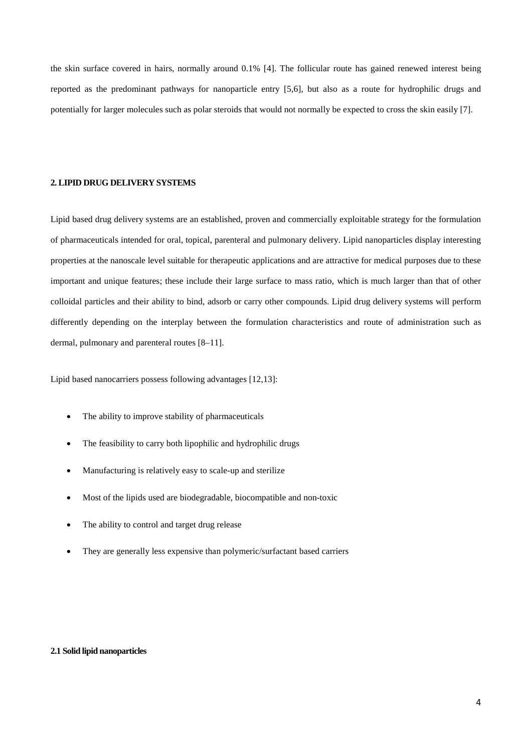the skin surface covered in hairs, normally around 0.1% [4]. The follicular route has gained renewed interest being reported as the predominant pathways for nanoparticle entry [5,6], but also as a route for hydrophilic drugs and potentially for larger molecules such as polar steroids that would not normally be expected to cross the skin easily [7].

## 2. LIPID DRUG DELIVERY SYSTEMS

Lipid based drug delivery systems are an established, proven and commercially exploitable strategy for the formulation of pharmaceuticals intended for oral, topical, parenteral and pulmonary delivery. Lipid nanoparticles display interesting properties at the nanoscale level suitable for therapeutic applications and are attractive for medical purposes due to these important and unique features; these include their large surface to mass ratio, which is much larger than that of other colloidal particles and their ability to bind, adsorb or carry other compounds. Lipid drug delivery systems will perform differently depending on the interplay between the formulation characteristics and route of administration such as dermal, pulmonary and parenteral routes [8–11].

Lipid based nanocarriers possess following advantages [12,13]:

- The ability to improve stability of pharmaceuticals
- The feasibility to carry both lipophilic and hydrophilic drugs
- Manufacturing is relatively easy to scale-up and sterilize
- Most of the lipids used are biodegradable, biocompatible and non-toxic
- The ability to control and target drug release
- They are generally less expensive than polymeric/surfactant based carriers

### 2.1 Solid lipid nanoparticles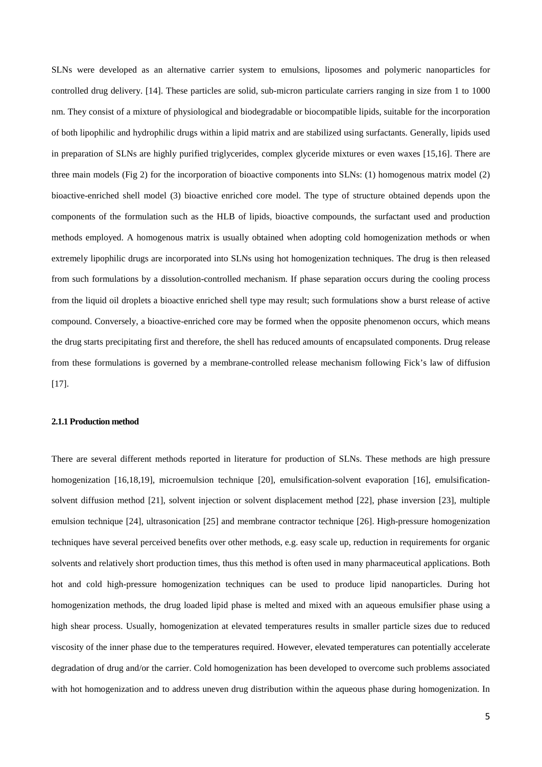SLNs were developed as an alternative carrier system to emulsions, liposomes and polymeric nanoparticles for controlled drug delivery. [14]. These particles are solid, sub-micron particulate carriers ranging in size from 1 to 1000 nm. They consist of a mixture of physiological and biodegradable or biocompatible lipids, suitable for the incorporation of both lipophilic and hydrophilic drugs within a lipid matrix and are stabilized using surfactants. Generally, lipids used in preparation of SLNs are highly purified triglycerides, complex glyceride mixtures or even waxes [15,16]. There are three main models (Fig 2) for the incorporation of bioactive components into SLNs: (1) homogenous matrix model (2) bioactive-enriched shell model (3) bioactive enriched core model. The type of structure obtained depends upon the components of the formulation such as the HLB of lipids, bioactive compounds, the surfactant used and production methods employed. A homogenous matrix is usually obtained when adopting cold homogenization methods or when extremely lipophilic drugs are incorporated into SLNs using hot homogenization techniques. The drug is then released from such formulations by a dissolution-controlled mechanism. If phase separation occurs during the cooling process from the liquid oil droplets a bioactive enriched shell type may result; such formulations show a burst release of active compound. Conversely, a bioactive-enriched core may be formed when the opposite phenomenon occurs, which means the drug starts precipitating first and therefore, the shell has reduced amounts of encapsulated components. Drug release from these formulations is governed by a membrane-controlled release mechanism following Fick's law of diffusion [17].

#### 2.1.1 Production method

There are several different methods reported in literature for production of SLNs. These methods are high pressure homogenization [16,18,19], microemulsion technique [20], emulsification-solvent evaporation [16], emulsification-solvent diffusion method [21], solvent injection or solvent displacement method [22], phase inversion [23], multiple emulsion technique [24], ultrasonication [25] and membrane contractor technique [26]. High-pressure homogenization techniques have several perceived benefits over other methods, e.g. easy scale up, reduction in requirements for organic solvents and relatively short production times, thus this method is often used in many pharmaceutical applications. Both hot and cold high-pressure homogenization techniques can be used to produce lipid nanoparticles. During hot homogenization methods, the drug loaded lipid phase is melted and mixed with an aqueous emulsifier phase using a high shear process. Usually, homogenization at elevated temperatures results in smaller particle sizes due to reduced viscosity of the inner phase due to the temperatures required. However, elevated temperatures can potentially accelerate degradation of drug and/or the carrier. Cold homogenization has been developed to overcome such problems associated with hot homogenization and to address uneven drug distribution within the aqueous phase during homogenization. In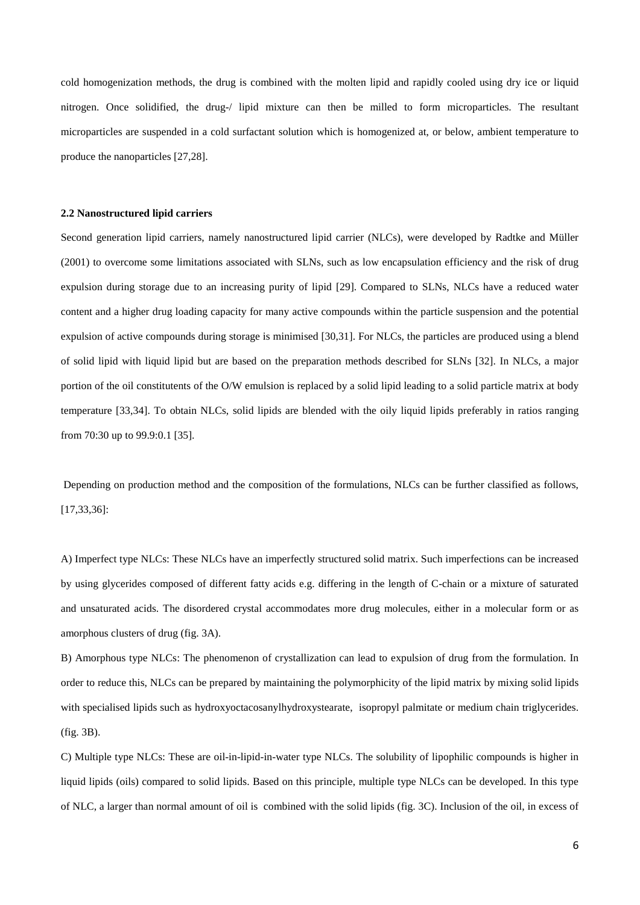cold homogenization methods, the drug is combined with the molten lipid and rapidly cooled using dry ice or liquid nitrogen. Once solidified, the drug-/ lipid mixture can then be milled to form microparticles. The resultant microparticles are suspended in a cold surfactant solution which is homogenized at, or below, ambient temperature to produce the nanoparticles [27,28].

**2.2 Nanostructured lipid carriers**

Second generation lipid carriers, namely nanostructured lipid carrier (NLCs), were developed by Radtke and Müller (2001) to overcome some limitations associated with SLNs, such as low encapsulation efficiency and the risk of drug expulsion during storage due to an increasing purity of lipid [29]. Compared to SLNs, NLCs have a reduced water content and a higher drug loading capacity for many active compounds within the particle suspension and the potential expulsion of active compounds during storage is minimised [30,31]. For NLCs, the particles are produced using a blend of solid lipid with liquid lipid but are based on the preparation methods described for SLNs [32]. In NLCs, a major portion of the oil constitutents of the O/W emulsion is replaced by a solid lipid leading to a solid particle matrix at body temperature [33,34]. To obtain NLCs, solid lipids are blended with the oily liquid lipids preferably in ratios ranging from 70:30 up to 99.9:0.1 [35].

Depending on production method and the composition of the formulations, NLCs can be further classified as follows, [17,33,36]:

A) Imperfect type NLCs: These NLCs have an imperfectly structured solid matrix. Such imperfections can be increased by using glycerides composed of different fatty acids e.g. differing in the length of C-chain or a mixture of saturated and unsaturated acids. The disordered crystal accommodates more drug molecules, either in a molecular form or as amorphous clusters of drug (fig. 3A).

B) Amorphous type NLCs: The phenomenon of crystallization can lead to expulsion of drug from the formulation. In order to reduce this, NLCs can be prepared by maintaining the polymorphicity of the lipid matrix by mixing solid lipids with specialised lipids such as hydroxyoctacosanylhydroxystearate, isopropyl palmitate or medium chain triglycerides. (fig. 3B).

C) Multiple type NLCs: These are oil-in-lipid-in-water type NLCs. The solubility of lipophilic compounds is higher in liquid lipids (oils) compared to solid lipids. Based on this principle, multiple type NLCs can be developed. In this type of NLC, a larger than normal amount of oil is combined with the solid lipids (fig. 3C). Inclusion of the oil, in excess of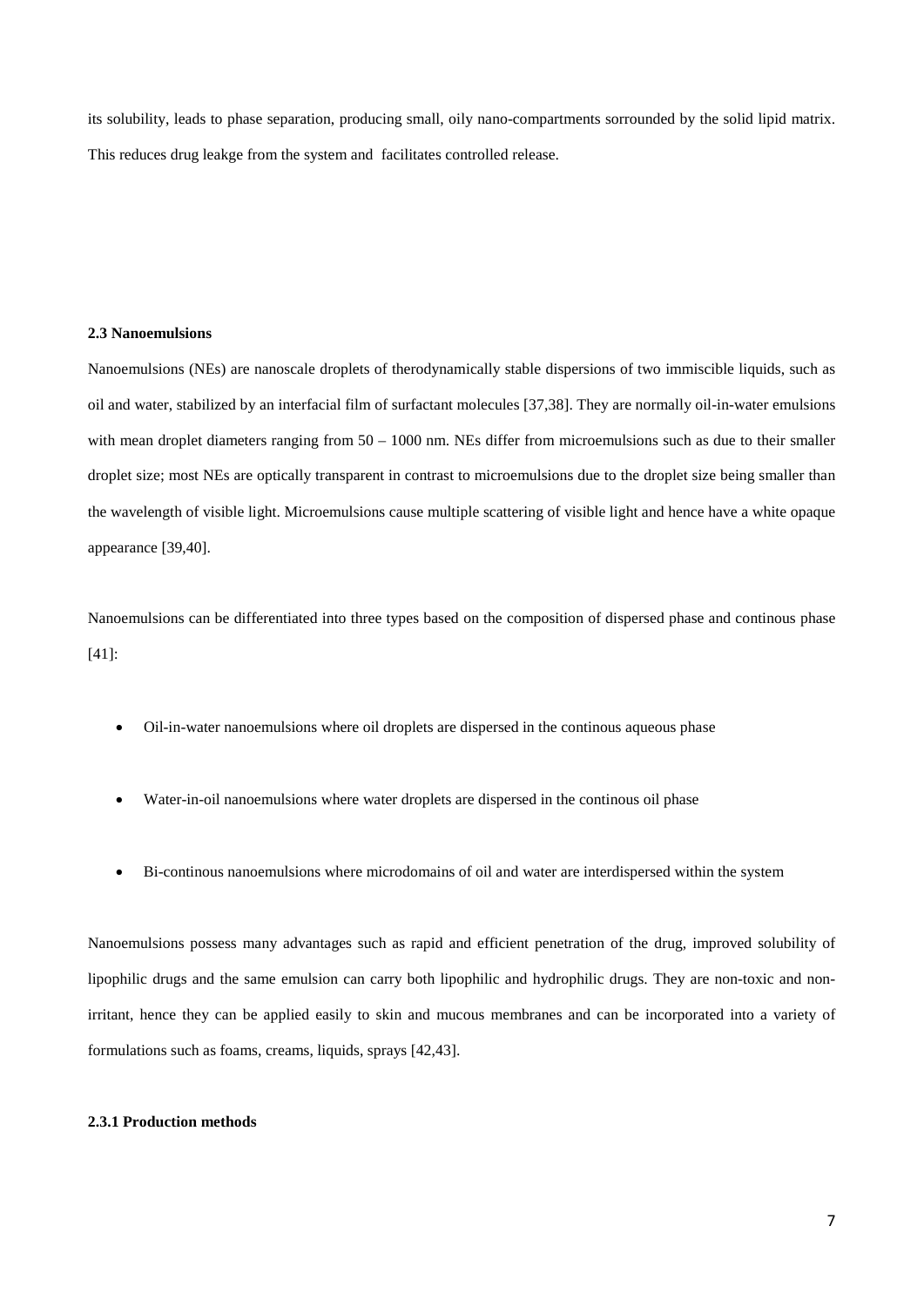its solubility, leads to phase separation, producing small, oily nano-compartments sorrounded by the solid lipid matrix. This reduces drug leakge from the system and facilitates controlled release.

### 2.3 Nanoemulsions

Nanoemulsions (NEs) are nanoscale droplets of therodynamically stable dispersions of two immiscible liquids, such as oil and water, stabilized by an interfacial film of surfactant molecules [37,38]. They are normally oil-in-water emulsions with mean droplet diameters ranging from 50 – 1000 nm. NEs differ from microemulsions such as due to their smaller droplet size; most NEs are optically transparent in contrast to microemulsions due to the droplet size being smaller than the wavelength of visible light. Microemulsions cause multiple scattering of visible light and hence have a white opaque appearance [39,40].

Nanoemulsions can be differentiated into three types based on the composition of dispersed phase and continous phase [41]:

- Oil-in-water nanoemulsions where oil droplets are dispersed in the continous aqueous phase
- Water-in-oil nanoemulsions where water droplets are dispersed in the continous oil phase
- Bi-continous nanoemulsions where microdomains of oil and water are interdispersed within the system

Nanoemulsions possess many advantages such as rapid and efficient penetration of the drug, improved solubility of lipophilic drugs and the same emulsion can carry both lipophilic and hydrophilic drugs. They are non-toxic and non-irritant, hence they can be applied easily to skin and mucous membranes and can be incorporated into a variety of formulations such as foams, creams, liquids, sprays [42,43].

#### 2.3.1 Production methods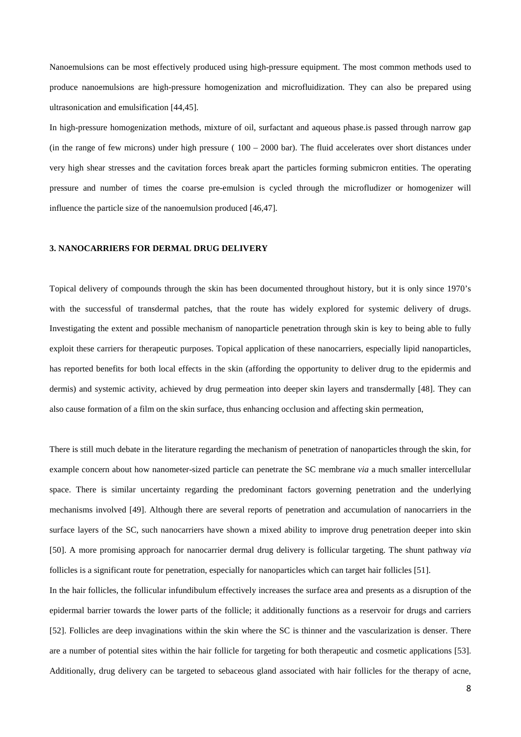Nanoemulsions can be most effectively produced using high-pressure equipment. The most common methods used to produce nanoemulsions are high-pressure homogenization and microfluidization. They can also be prepared using ultrasonication and emulsification [44,45].

In high-pressure homogenization methods, mixture of oil, surfactant and aqueous phase.is passed through narrow gap (in the range of few microns) under high pressure ( 100 – 2000 bar). The fluid accelerates over short distances under very high shear stresses and the cavitation forces break apart the particles forming submicron entities. The operating pressure and number of times the coarse pre-emulsion is cycled through the microfludizer or homogenizer will influence the particle size of the nanoemulsion produced [46,47].

## 3. NANOCARRIERS FOR DERMAL DRUG DELIVERY

Topical delivery of compounds through the skin has been documented throughout history, but it is only since 1970's with the successful of transdermal patches, that the route has widely explored for systemic delivery of drugs. Investigating the extent and possible mechanism of nanoparticle penetration through skin is key to being able to fully exploit these carriers for therapeutic purposes. Topical application of these nanocarriers, especially lipid nanoparticles, has reported benefits for both local effects in the skin (affording the opportunity to deliver drug to the epidermis and dermis) and systemic activity, achieved by drug permeation into deeper skin layers and transdermally [48]. They can also cause formation of a film on the skin surface, thus enhancing occlusion and affecting skin permeation,

There is still much debate in the literature regarding the mechanism of penetration of nanoparticles through the skin, for example concern about how nanometer-sized particle can penetrate the SC membrane *via* a much smaller intercellular space. There is similar uncertainty regarding the predominant factors governing penetration and the underlying mechanisms involved [49]. Although there are several reports of penetration and accumulation of nanocarriers in the surface layers of the SC, such nanocarriers have shown a mixed ability to improve drug penetration deeper into skin [50]. A more promising approach for nanocarrier dermal drug delivery is follicular targeting. The shunt pathway *via* follicles is a significant route for penetration, especially for nanoparticles which can target hair follicles [51].

In the hair follicles, the follicular infundibulum effectively increases the surface area and presents as a disruption of the epidermal barrier towards the lower parts of the follicle; it additionally functions as a reservoir for drugs and carriers [52]. Follicles are deep invaginations within the skin where the SC is thinner and the vascularization is denser. There are a number of potential sites within the hair follicle for targeting for both therapeutic and cosmetic applications [53]. Additionally, drug delivery can be targeted to sebaceous gland associated with hair follicles for the therapy of acne,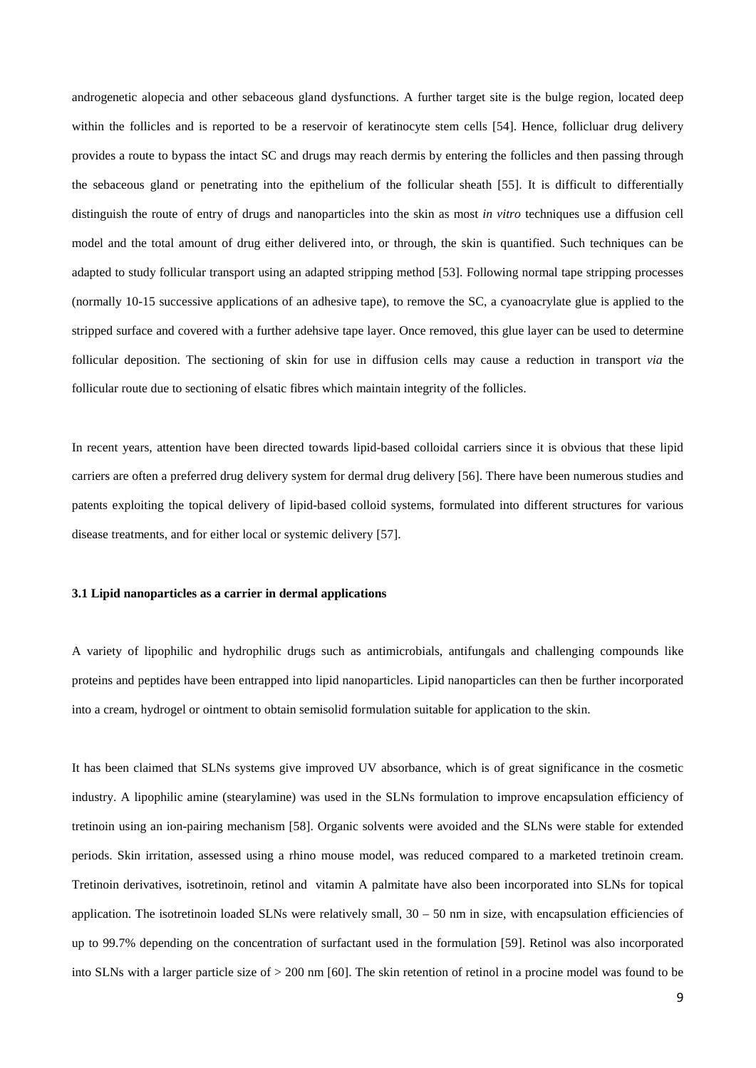androgenetic alopecia and other sebaceous gland dysfunctions. A further target site is the bulge region, located deep within the follicles and is reported to be a reservoir of keratinocyte stem cells [54]. Hence, follicluar drug delivery provides a route to bypass the intact SC and drugs may reach dermis by entering the follicles and then passing through the sebaceous gland or penetrating into the epithelium of the follicular sheath [55]. It is difficult to differentially distinguish the route of entry of drugs and nanoparticles into the skin as most *in vitro* techniques use a diffusion cell model and the total amount of drug either delivered into, or through, the skin is quantified. Such techniques can be adapted to study follicular transport using an adapted stripping method [53]. Following normal tape stripping processes (normally 10-15 successive applications of an adhesive tape), to remove the SC, a cyanoacrylate glue is applied to the stripped surface and covered with a further adehsive tape layer. Once removed, this glue layer can be used to determine follicular deposition. The sectioning of skin for use in diffusion cells may cause a reduction in transport *via* the follicular route due to sectioning of elsatic fibres which maintain integrity of the follicles.

In recent years, attention have been directed towards lipid-based colloidal carriers since it is obvious that these lipid carriers are often a preferred drug delivery system for dermal drug delivery [56]. There have been numerous studies and patents exploiting the topical delivery of lipid-based colloid systems, formulated into different structures for various disease treatments, and for either local or systemic delivery [57].

### 3.1 Lipid nanoparticles as a carrier in dermal applications

A variety of lipophilic and hydrophilic drugs such as antimicrobials, antifungals and challenging compounds like proteins and peptides have been entrapped into lipid nanoparticles. Lipid nanoparticles can then be further incorporated into a cream, hydrogel or ointment to obtain semisolid formulation suitable for application to the skin.

It has been claimed that SLNs systems give improved UV absorbance, which is of great significance in the cosmetic industry. A lipophilic amine (stearylamine) was used in the SLNs formulation to improve encapsulation efficiency of tretinoin using an ion-pairing mechanism [58]. Organic solvents were avoided and the SLNs were stable for extended periods. Skin irritation, assessed using a rhino mouse model, was reduced compared to a marketed tretinoin cream. Tretinoin derivatives, isotretinoin, retinol and vitamin A palmitate have also been incorporated into SLNs for topical application. The isotretinoin loaded SLNs were relatively small, 30 – 50 nm in size, with encapsulation efficiencies of up to 99.7% depending on the concentration of surfactant used in the formulation [59]. Retinol was also incorporated into SLNs with a larger particle size of > 200 nm [60]. The skin retention of retinol in a procine model was found to be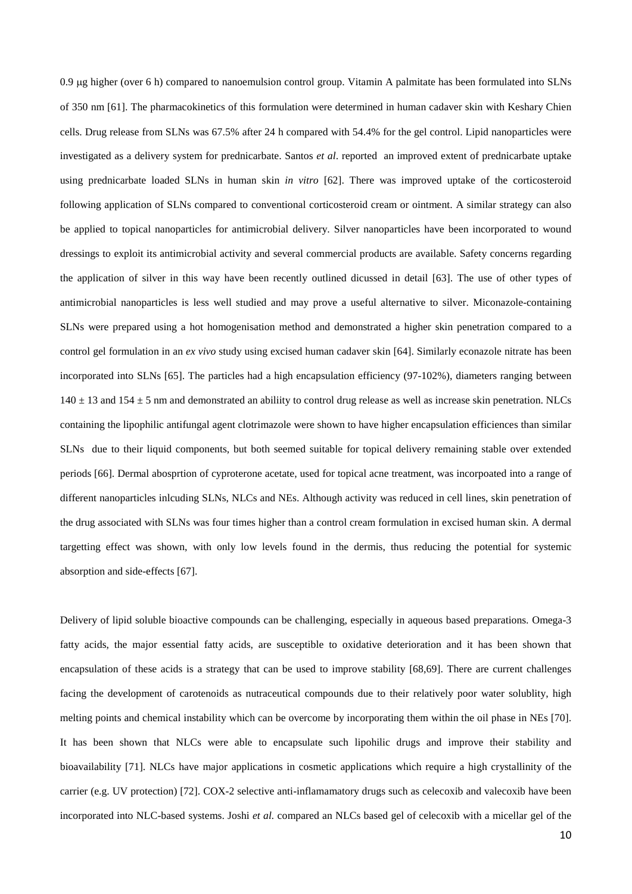0.9 μg higher (over 6 h) compared to nanoemulsion control group. Vitamin A palmitate has been formulated into SLNs of 350 nm [61]. The pharmacokinetics of this formulation were determined in human cadaver skin with Keshary Chien cells. Drug release from SLNs was 67.5% after 24 h compared with 54.4% for the gel control. Lipid nanoparticles were investigated as a delivery system for prednicarbate. Santos *et al*. reported an improved extent of prednicarbate uptake using prednicarbate loaded SLNs in human skin *in vitro* [62]. There was improved uptake of the corticosteroid following application of SLNs compared to conventional corticosteroid cream or ointment. A similar strategy can also be applied to topical nanoparticles for antimicrobial delivery. Silver nanoparticles have been incorporated to wound dressings to exploit its antimicrobial activity and several commercial products are available. Safety concerns regarding the application of silver in this way have been recently outlined dicussed in detail [63]. The use of other types of antimicrobial nanoparticles is less well studied and may prove a useful alternative to silver. Miconazole-containing SLNs were prepared using a hot homogenisation method and demonstrated a higher skin penetration compared to a control gel formulation in an *ex vivo* study using excised human cadaver skin [64]. Similarly econazole nitrate has been incorporated into SLNs [65]. The particles had a high encapsulation efficiency (97-102%), diameters ranging between $140 \pm 13$ and $154 \pm 5$ nm and demonstrated an abiliity to control drug release as well as increase skin penetration. NLCs containing the lipophilic antifungal agent clotrimazole were shown to have higher encapsulation efficiences than similar SLNs due to their liquid components, but both seemed suitable for topical delivery remaining stable over extended periods [66]. Dermal abosprtion of cyproterone acetate, used for topical acne treatment, was incorpoated into a range of different nanoparticles inlcuding SLNs, NLCs and NEs. Although activity was reduced in cell lines, skin penetration of the drug associated with SLNs was four times higher than a control cream formulation in excised human skin. A dermal targetting effect was shown, with only low levels found in the dermis, thus reducing the potential for systemic absorption and side-effects [67].

Delivery of lipid soluble bioactive compounds can be challenging, especially in aqueous based preparations. Omega-3 fatty acids, the major essential fatty acids, are susceptible to oxidative deterioration and it has been shown that encapsulation of these acids is a strategy that can be used to improve stability [68,69]. There are current challenges facing the development of carotenoids as nutraceutical compounds due to their relatively poor water solublity, high melting points and chemical instability which can be overcome by incorporating them within the oil phase in NEs [70]. It has been shown that NLCs were able to encapsulate such lipohilic drugs and improve their stability and bioavailability [71]. NLCs have major applications in cosmetic applications which require a high crystallinity of the carrier (e.g. UV protection) [72]. COX-2 selective anti-inflamamatory drugs such as celecoxib and valecoxib have been incorporated into NLC-based systems. Joshi *et al.* compared an NLCs based gel of celecoxib with a micellar gel of the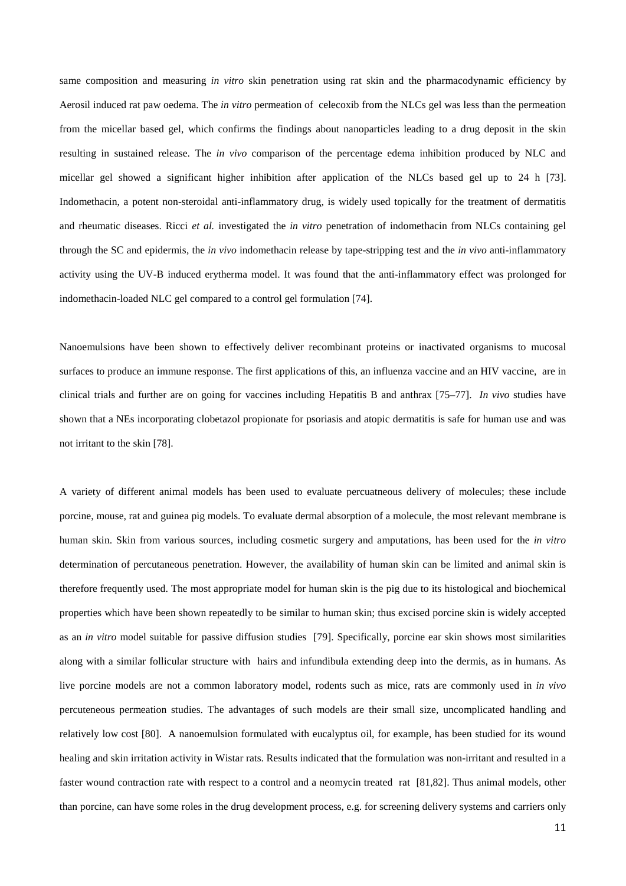same composition and measuring *in vitro* skin penetration using rat skin and the pharmacodynamic efficiency by Aerosil induced rat paw oedema. The *in vitro* permeation of celecoxib from the NLCs gel was less than the permeation from the micellar based gel, which confirms the findings about nanoparticles leading to a drug deposit in the skin resulting in sustained release. The *in vivo* comparison of the percentage edema inhibition produced by NLC and micellar gel showed a significant higher inhibition after application of the NLCs based gel up to 24 h [73]. Indomethacin, a potent non-steroidal anti-inflammatory drug, is widely used topically for the treatment of dermatitis and rheumatic diseases. Ricci *et al.* investigated the *in vitro* penetration of indomethacin from NLCs containing gel through the SC and epidermis, the *in vivo* indomethacin release by tape-stripping test and the *in vivo* anti-inflammatory activity using the UV-B induced erytherma model. It was found that the anti-inflammatory effect was prolonged for indomethacin-loaded NLC gel compared to a control gel formulation [74].

Nanoemulsions have been shown to effectively deliver recombinant proteins or inactivated organisms to mucosal surfaces to produce an immune response. The first applications of this, an influenza vaccine and an HIV vaccine, are in clinical trials and further are on going for vaccines including Hepatitis B and anthrax [75–77]. *In vivo* studies have shown that a NEs incorporating clobetazol propionate for psoriasis and atopic dermatitis is safe for human use and was not irritant to the skin [78].

A variety of different animal models has been used to evaluate percuatneous delivery of molecules; these include porcine, mouse, rat and guinea pig models. To evaluate dermal absorption of a molecule, the most relevant membrane is human skin. Skin from various sources, including cosmetic surgery and amputations, has been used for the *in vitro* determination of percutaneous penetration. However, the availability of human skin can be limited and animal skin is therefore frequently used. The most appropriate model for human skin is the pig due to its histological and biochemical properties which have been shown repeatedly to be similar to human skin; thus excised porcine skin is widely accepted as an *in vitro* model suitable for passive diffusion studies [79]. Specifically, porcine ear skin shows most similarities along with a similar follicular structure with hairs and infundibula extending deep into the dermis, as in humans. As live porcine models are not a common laboratory model, rodents such as mice, rats are commonly used in *in vivo* percuteneous permeation studies. The advantages of such models are their small size, uncomplicated handling and relatively low cost [80]. A nanoemulsion formulated with eucalyptus oil, for example, has been studied for its wound healing and skin irritation activity in Wistar rats. Results indicated that the formulation was non-irritant and resulted in a faster wound contraction rate with respect to a control and a neomycin treated rat [81,82]. Thus animal models, other than porcine, can have some roles in the drug development process, e.g. for screening delivery systems and carriers only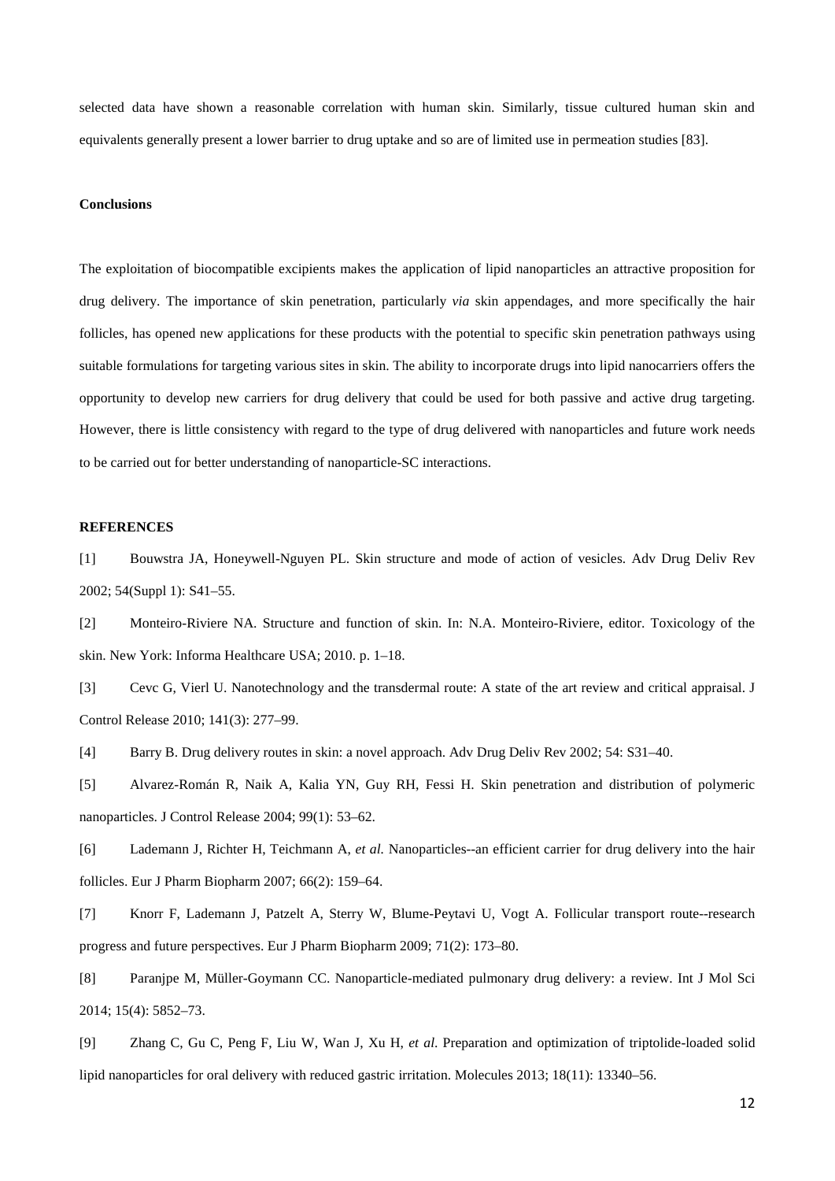selected data have shown a reasonable correlation with human skin. Similarly, tissue cultured human skin and equivalents generally present a lower barrier to drug uptake and so are of limited use in permeation studies [83].

## Conclusions

The exploitation of biocompatible excipients makes the application of lipid nanoparticles an attractive proposition for drug delivery. The importance of skin penetration, particularly *via* skin appendages, and more specifically the hair follicles, has opened new applications for these products with the potential to specific skin penetration pathways using suitable formulations for targeting various sites in skin. The ability to incorporate drugs into lipid nanocarriers offers the opportunity to develop new carriers for drug delivery that could be used for both passive and active drug targeting. However, there is little consistency with regard to the type of drug delivered with nanoparticles and future work needs to be carried out for better understanding of nanoparticle-SC interactions.

## REFERENCES

[1] Bouwstra JA, Honeywell-Nguyen PL. Skin structure and mode of action of vesicles. Adv Drug Deliv Rev 2002; 54(Suppl 1): S41–55.

[2] Monteiro-Riviere NA. Structure and function of skin. In: N.A. Monteiro-Riviere, editor. Toxicology of the skin. New York: Informa Healthcare USA; 2010. p. 1–18.

[3] Cevc G, Vierl U. Nanotechnology and the transdermal route: A state of the art review and critical appraisal. J Control Release 2010; 141(3): 277–99.

[4] Barry B. Drug delivery routes in skin: a novel approach. Adv Drug Deliv Rev 2002; 54: S31–40.

[5] Alvarez-Román R, Naik A, Kalia YN, Guy RH, Fessi H. Skin penetration and distribution of polymeric nanoparticles. J Control Release 2004; 99(1): 53–62.

[6] Lademann J, Richter H, Teichmann A, *et al.* Nanoparticles--an efficient carrier for drug delivery into the hair follicles. Eur J Pharm Biopharm 2007; 66(2): 159–64.

[7] Knorr F, Lademann J, Patzelt A, Sterry W, Blume-Peytavi U, Vogt A. Follicular transport route--research progress and future perspectives. Eur J Pharm Biopharm 2009; 71(2): 173–80.

[8] Paranjpe M, Müller-Goymann CC. Nanoparticle-mediated pulmonary drug delivery: a review. Int J Mol Sci 2014; 15(4): 5852–73.

[9] Zhang C, Gu C, Peng F, Liu W, Wan J, Xu H, *et al.* Preparation and optimization of triptolide-loaded solid lipid nanoparticles for oral delivery with reduced gastric irritation. Molecules 2013; 18(11): 13340–56.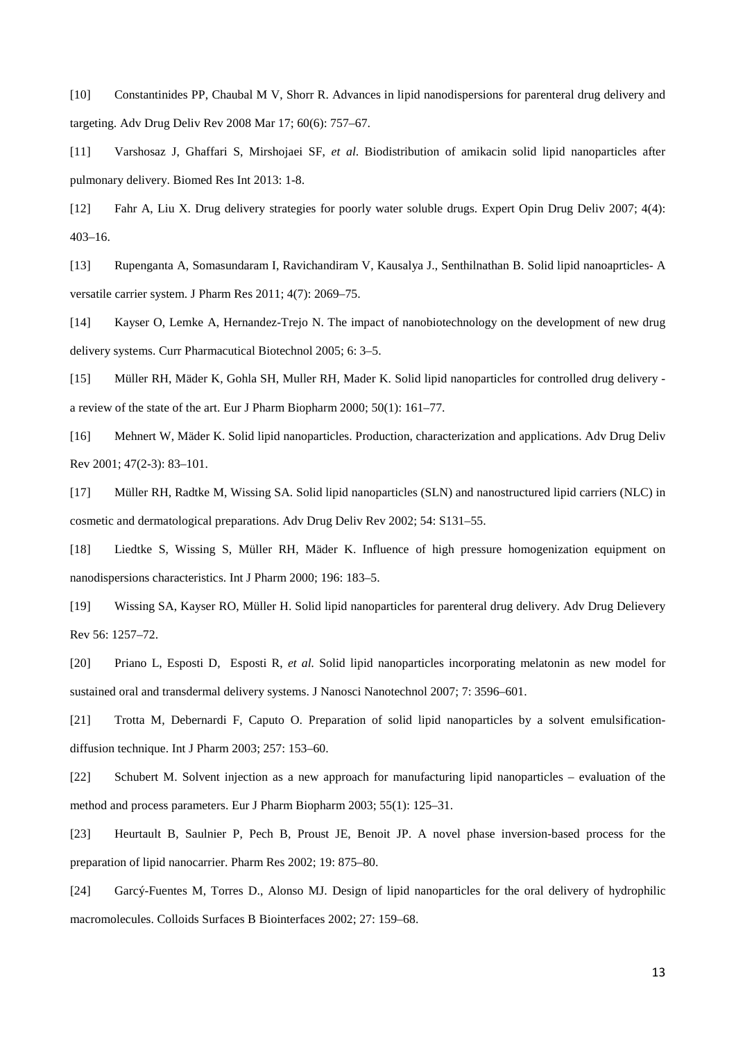[10] Constantinides PP, Chaubal M V, Shorr R. Advances in lipid nanodispersions for parenteral drug delivery and targeting. Adv Drug Deliv Rev 2008 Mar 17; 60(6): 757–67.

[11] Varshosaz J, Ghaffari S, Mirshojaei SF, *et al*. Biodistribution of amikacin solid lipid nanoparticles after pulmonary delivery. Biomed Res Int 2013: 1-8.

[12] Fahr A, Liu X. Drug delivery strategies for poorly water soluble drugs. Expert Opin Drug Deliv 2007; 4(4): 403–16.

[13] Rupenganta A, Somasundaram I, Ravichandiram V, Kausalya J., Senthilnathan B. Solid lipid nanoaprticles- A versatile carrier system. J Pharm Res 2011; 4(7): 2069–75.

[14] Kayser O, Lemke A, Hernandez-Trejo N. The impact of nanobiotechnology on the development of new drug delivery systems. Curr Pharmacutical Biotechnol 2005; 6: 3–5.

[15] Müller RH, Mäder K, Gohla SH, Muller RH, Mader K. Solid lipid nanoparticles for controlled drug delivery - a review of the state of the art. Eur J Pharm Biopharm 2000; 50(1): 161–77.

[16] Mehnert W, Mäder K. Solid lipid nanoparticles. Production, characterization and applications. Adv Drug Deliv Rev 2001; 47(2-3): 83–101.

[17] Müller RH, Radtke M, Wissing SA. Solid lipid nanoparticles (SLN) and nanostructured lipid carriers (NLC) in cosmetic and dermatological preparations. Adv Drug Deliv Rev 2002; 54: S131–55.

[18] Liedtke S, Wissing S, Müller RH, Mäder K. Influence of high pressure homogenization equipment on nanodispersions characteristics. Int J Pharm 2000; 196: 183–5.

[19] Wissing SA, Kayser RO, Müller H. Solid lipid nanoparticles for parenteral drug delivery. Adv Drug Delievery Rev 56: 1257–72.

[20] Priano L, Esposti D, Esposti R, *et al*. Solid lipid nanoparticles incorporating melatonin as new model for sustained oral and transdermal delivery systems. J Nanosci Nanotechnol 2007; 7: 3596–601.

[21] Trotta M, Debernardi F, Caputo O. Preparation of solid lipid nanoparticles by a solvent emulsification-diffusion technique. Int J Pharm 2003; 257: 153–60.

[22] Schubert M. Solvent injection as a new approach for manufacturing lipid nanoparticles – evaluation of the method and process parameters. Eur J Pharm Biopharm 2003; 55(1): 125–31.

[23] Heurtault B, Saulnier P, Pech B, Proust JE, Benoit JP. A novel phase inversion-based process for the preparation of lipid nanocarrier. Pharm Res 2002; 19: 875–80.

[24] Garcý-Fuentes M, Torres D., Alonso MJ. Design of lipid nanoparticles for the oral delivery of hydrophilic macromolecules. Colloids Surfaces B Biointerfaces 2002; 27: 159–68.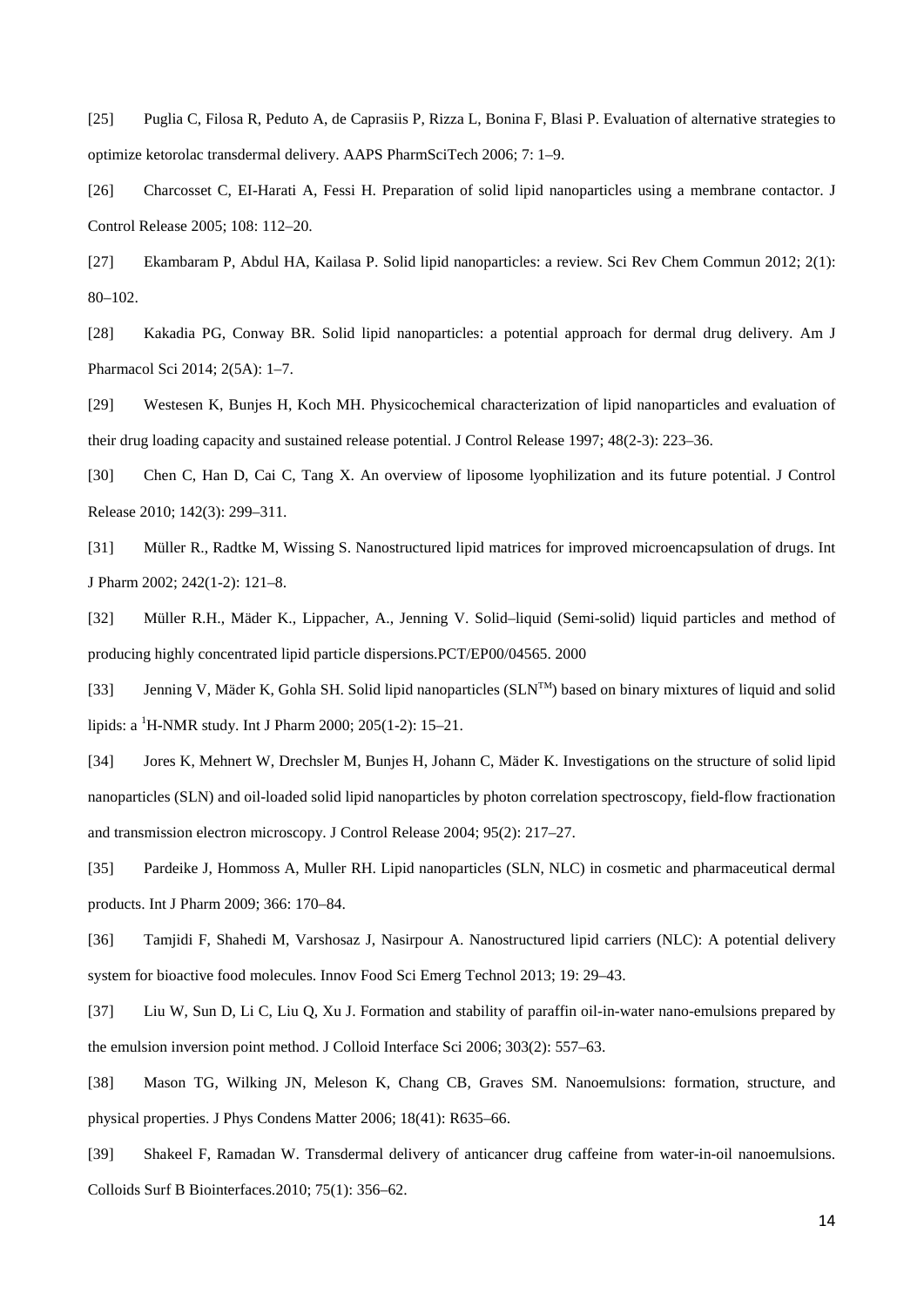[25] Puglia C, Filosa R, Peduto A, de Caprasiis P, Rizza L, Bonina F, Blasi P. Evaluation of alternative strategies to optimize ketorolac transdermal delivery. AAPS PharmSciTech 2006; 7: 1–9.

[26] Charcosset C, EI-Harati A, Fessi H. Preparation of solid lipid nanoparticles using a membrane contactor. J Control Release 2005; 108: 112–20.

[27] Ekambaram P, Abdul HA, Kailasa P. Solid lipid nanoparticles: a review. Sci Rev Chem Commun 2012; 2(1): 80–102.

[28] Kakadia PG, Conway BR. Solid lipid nanoparticles: a potential approach for dermal drug delivery. Am J Pharmacol Sci 2014; 2(5A): 1–7.

[29] Westesen K, Bunjes H, Koch MH. Physicochemical characterization of lipid nanoparticles and evaluation of their drug loading capacity and sustained release potential. J Control Release 1997; 48(2-3): 223–36.

[30] Chen C, Han D, Cai C, Tang X. An overview of liposome lyophilization and its future potential. J Control Release 2010; 142(3): 299–311.

[31] Müller R., Radtke M, Wissing S. Nanostructured lipid matrices for improved microencapsulation of drugs. Int J Pharm 2002; 242(1-2): 121–8.

[32] Müller R.H., Mäder K., Lippacher, A., Jenning V. Solid–liquid (Semi-solid) liquid particles and method of producing highly concentrated lipid particle dispersions.PCT/EP00/04565. 2000

[33] Jenning V, Mäder K, Gohla SH. Solid lipid nanoparticles (SLN$^{TM}$) based on binary mixtures of liquid and solid lipids: a $^{1}$H-NMR study. Int J Pharm 2000; 205(1-2): 15–21.

[34] Jores K, Mehnert W, Drechsler M, Bunjes H, Johann C, Mäder K. Investigations on the structure of solid lipid nanoparticles (SLN) and oil-loaded solid lipid nanoparticles by photon correlation spectroscopy, field-flow fractionation and transmission electron microscopy. J Control Release 2004; 95(2): 217–27.

[35] Pardeike J, Hommoss A, Muller RH. Lipid nanoparticles (SLN, NLC) in cosmetic and pharmaceutical dermal products. Int J Pharm 2009; 366: 170–84.

[36] Tamjidi F, Shahedi M, Varshosaz J, Nasirpour A. Nanostructured lipid carriers (NLC): A potential delivery system for bioactive food molecules. Innov Food Sci Emerg Technol 2013; 19: 29–43.

[37] Liu W, Sun D, Li C, Liu Q, Xu J. Formation and stability of paraffin oil-in-water nano-emulsions prepared by the emulsion inversion point method. J Colloid Interface Sci 2006; 303(2): 557–63.

[38] Mason TG, Wilking JN, Meleson K, Chang CB, Graves SM. Nanoemulsions: formation, structure, and physical properties. J Phys Condens Matter 2006; 18(41): R635–66.

[39] Shakeel F, Ramadan W. Transdermal delivery of anticancer drug caffeine from water-in-oil nanoemulsions. Colloids Surf B Biointerfaces.2010; 75(1): 356–62.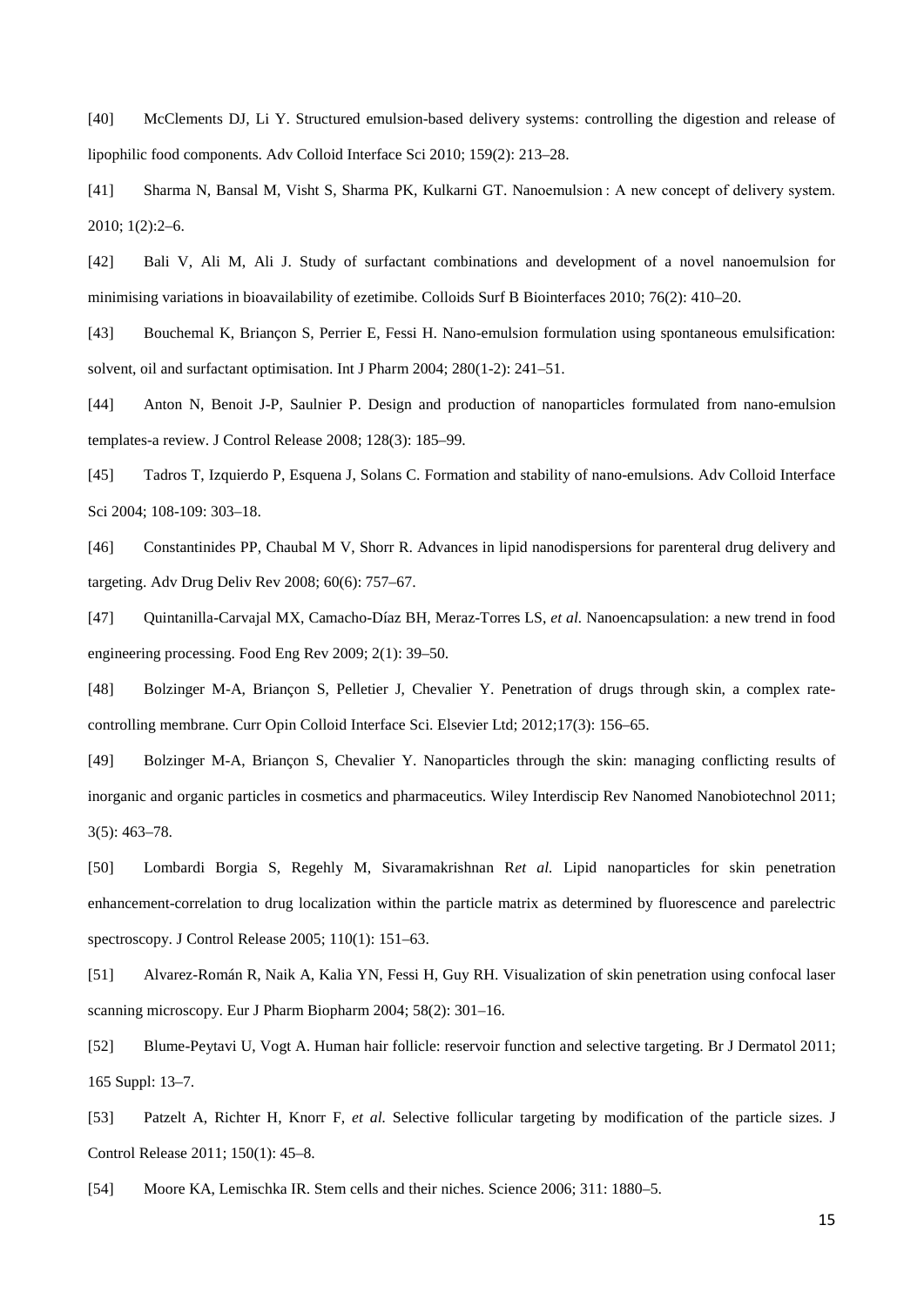[40] McClements DJ, Li Y. Structured emulsion-based delivery systems: controlling the digestion and release of lipophilic food components. Adv Colloid Interface Sci 2010; 159(2): 213–28.

[41] Sharma N, Bansal M, Visht S, Sharma PK, Kulkarni GT. Nanoemulsion : A new concept of delivery system. 2010; 1(2):2–6.

[42] Bali V, Ali M, Ali J. Study of surfactant combinations and development of a novel nanoemulsion for minimising variations in bioavailability of ezetimibe. Colloids Surf B Biointerfaces 2010; 76(2): 410–20.

[43] Bouchemal K, Briançon S, Perrier E, Fessi H. Nano-emulsion formulation using spontaneous emulsification: solvent, oil and surfactant optimisation. Int J Pharm 2004; 280(1-2): 241–51.

[44] Anton N, Benoit J-P, Saulnier P. Design and production of nanoparticles formulated from nano-emulsion templates-a review. J Control Release 2008; 128(3): 185–99.

[45] Tadros T, Izquierdo P, Esquena J, Solans C. Formation and stability of nano-emulsions. Adv Colloid Interface Sci 2004; 108-109: 303–18.

[46] Constantinides PP, Chaubal M V, Shorr R. Advances in lipid nanodispersions for parenteral drug delivery and targeting. Adv Drug Deliv Rev 2008; 60(6): 757–67.

[47] Quintanilla-Carvajal MX, Camacho-Díaz BH, Meraz-Torres LS, *et al.* Nanoencapsulation: a new trend in food engineering processing. Food Eng Rev 2009; 2(1): 39–50.

[48] Bolzinger M-A, Briançon S, Pelletier J, Chevalier Y. Penetration of drugs through skin, a complex rate-controlling membrane. Curr Opin Colloid Interface Sci. Elsevier Ltd; 2012;17(3): 156–65.

[49] Bolzinger M-A, Briançon S, Chevalier Y. Nanoparticles through the skin: managing conflicting results of inorganic and organic particles in cosmetics and pharmaceutics. Wiley Interdiscip Rev Nanomed Nanobiotechnol 2011; 3(5): 463–78.

[50] Lombardi Borgia S, Regehly M, Sivaramakrishnan R*et al.* Lipid nanoparticles for skin penetration enhancement-correlation to drug localization within the particle matrix as determined by fluorescence and parelectric spectroscopy. J Control Release 2005; 110(1): 151–63.

[51] Alvarez-Román R, Naik A, Kalia YN, Fessi H, Guy RH. Visualization of skin penetration using confocal laser scanning microscopy. Eur J Pharm Biopharm 2004; 58(2): 301–16.

[52] Blume-Peytavi U, Vogt A. Human hair follicle: reservoir function and selective targeting. Br J Dermatol 2011; 165 Suppl: 13–7.

[53] Patzelt A, Richter H, Knorr F, *et al.* Selective follicular targeting by modification of the particle sizes. J Control Release 2011; 150(1): 45–8.

[54] Moore KA, Lemischka IR. Stem cells and their niches. Science 2006; 311: 1880–5.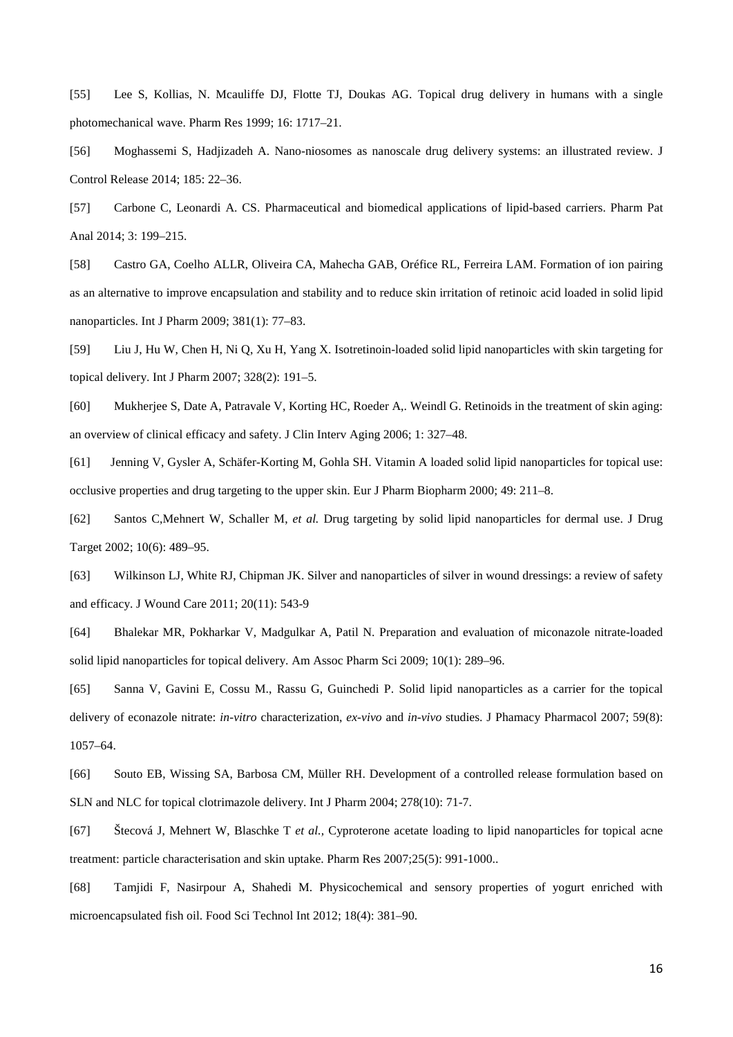[55] Lee S, Kollias, N. Mcauliffe DJ, Flotte TJ, Doukas AG. Topical drug delivery in humans with a single photomechanical wave. Pharm Res 1999; 16: 1717–21.

[56] Moghassemi S, Hadjizadeh A. Nano-niosomes as nanoscale drug delivery systems: an illustrated review. J Control Release 2014; 185: 22–36.

[57] Carbone C, Leonardi A. CS. Pharmaceutical and biomedical applications of lipid-based carriers. Pharm Pat Anal 2014; 3: 199–215.

[58] Castro GA, Coelho ALLR, Oliveira CA, Mahecha GAB, Oréfice RL, Ferreira LAM. Formation of ion pairing as an alternative to improve encapsulation and stability and to reduce skin irritation of retinoic acid loaded in solid lipid nanoparticles. Int J Pharm 2009; 381(1): 77–83.

[59] Liu J, Hu W, Chen H, Ni Q, Xu H, Yang X. Isotretinoin-loaded solid lipid nanoparticles with skin targeting for topical delivery. Int J Pharm 2007; 328(2): 191–5.

[60] Mukherjee S, Date A, Patravale V, Korting HC, Roeder A,. Weindl G. Retinoids in the treatment of skin aging: an overview of clinical efficacy and safety. J Clin Interv Aging 2006; 1: 327–48.

[61] Jenning V, Gysler A, Schäfer-Korting M, Gohla SH. Vitamin A loaded solid lipid nanoparticles for topical use: occlusive properties and drug targeting to the upper skin. Eur J Pharm Biopharm 2000; 49: 211–8.

[62] Santos C,Mehnert W, Schaller M, *et al.* Drug targeting by solid lipid nanoparticles for dermal use. J Drug Target 2002; 10(6): 489–95.

[63] Wilkinson LJ, White RJ, Chipman JK. Silver and nanoparticles of silver in wound dressings: a review of safety and efficacy. J Wound Care 2011; 20(11): 543-9

[64] Bhalekar MR, Pokharkar V, Madgulkar A, Patil N. Preparation and evaluation of miconazole nitrate-loaded solid lipid nanoparticles for topical delivery. Am Assoc Pharm Sci 2009; 10(1): 289–96.

[65] Sanna V, Gavini E, Cossu M., Rassu G, Guinchedi P. Solid lipid nanoparticles as a carrier for the topical delivery of econazole nitrate: *in-vitro* characterization, *ex-vivo* and *in-vivo* studies. J Phamacy Pharmacol 2007; 59(8): 1057–64.

[66] Souto EB, Wissing SA, Barbosa CM, Müller RH. Development of a controlled release formulation based on SLN and NLC for topical clotrimazole delivery. Int J Pharm 2004; 278(10): 71-7.

[67] Štecová J, Mehnert W, Blaschke T *et al.,* Cyproterone acetate loading to lipid nanoparticles for topical acne treatment: particle characterisation and skin uptake. Pharm Res 2007;25(5): 991-1000..

[68] Tamjidi F, Nasirpour A, Shahedi M. Physicochemical and sensory properties of yogurt enriched with microencapsulated fish oil. Food Sci Technol Int 2012; 18(4): 381–90.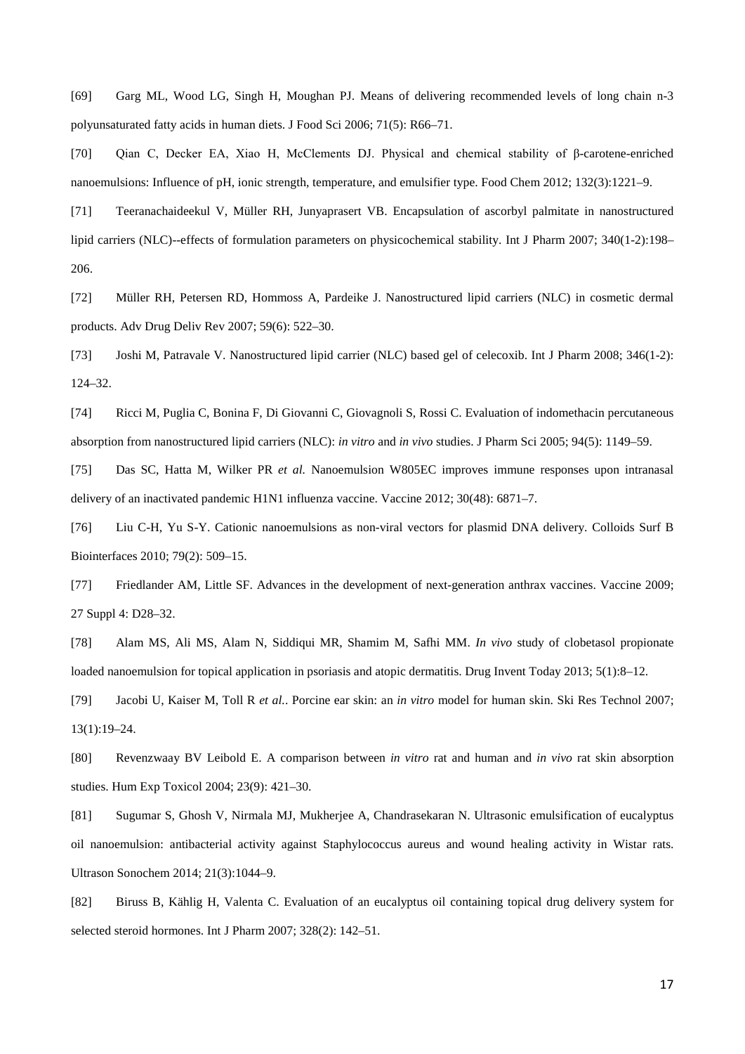[69] Garg ML, Wood LG, Singh H, Moughan PJ. Means of delivering recommended levels of long chain n-3 polyunsaturated fatty acids in human diets. J Food Sci 2006; 71(5): R66–71.

[70] Qian C, Decker EA, Xiao H, McClements DJ. Physical and chemical stability of β-carotene-enriched nanoemulsions: Influence of pH, ionic strength, temperature, and emulsifier type. Food Chem 2012; 132(3):1221–9.

[71] Teeranachaideekul V, Müller RH, Junyaprasert VB. Encapsulation of ascorbyl palmitate in nanostructured lipid carriers (NLC)--effects of formulation parameters on physicochemical stability. Int J Pharm 2007; 340(1-2):198–206.

[72] Müller RH, Petersen RD, Hommoss A, Pardeike J. Nanostructured lipid carriers (NLC) in cosmetic dermal products. Adv Drug Deliv Rev 2007; 59(6): 522–30.

[73] Joshi M, Patravale V. Nanostructured lipid carrier (NLC) based gel of celecoxib. Int J Pharm 2008; 346(1-2): 124–32.

[74] Ricci M, Puglia C, Bonina F, Di Giovanni C, Giovagnoli S, Rossi C. Evaluation of indomethacin percutaneous absorption from nanostructured lipid carriers (NLC): *in vitro* and *in vivo* studies. J Pharm Sci 2005; 94(5): 1149–59.

[75] Das SC, Hatta M, Wilker PR *et al.* Nanoemulsion W805EC improves immune responses upon intranasal delivery of an inactivated pandemic H1N1 influenza vaccine. Vaccine 2012; 30(48): 6871–7.

[76] Liu C-H, Yu S-Y. Cationic nanoemulsions as non-viral vectors for plasmid DNA delivery. Colloids Surf B Biointerfaces 2010; 79(2): 509–15.

[77] Friedlander AM, Little SF. Advances in the development of next-generation anthrax vaccines. Vaccine 2009; 27 Suppl 4: D28–32.

[78] Alam MS, Ali MS, Alam N, Siddiqui MR, Shamim M, Safhi MM. *In vivo* study of clobetasol propionate loaded nanoemulsion for topical application in psoriasis and atopic dermatitis. Drug Invent Today 2013; 5(1):8–12.

[79] Jacobi U, Kaiser M, Toll R *et al.*. Porcine ear skin: an *in vitro* model for human skin. Ski Res Technol 2007; 13(1):19–24.

[80] Revenzwaay BV Leibold E. A comparison between *in vitro* rat and human and *in vivo* rat skin absorption studies. Hum Exp Toxicol 2004; 23(9): 421–30.

[81] Sugumar S, Ghosh V, Nirmala MJ, Mukherjee A, Chandrasekaran N. Ultrasonic emulsification of eucalyptus oil nanoemulsion: antibacterial activity against Staphylococcus aureus and wound healing activity in Wistar rats. Ultrason Sonochem 2014; 21(3):1044–9.

[82] Biruss B, Kählig H, Valenta C. Evaluation of an eucalyptus oil containing topical drug delivery system for selected steroid hormones. Int J Pharm 2007; 328(2): 142–51.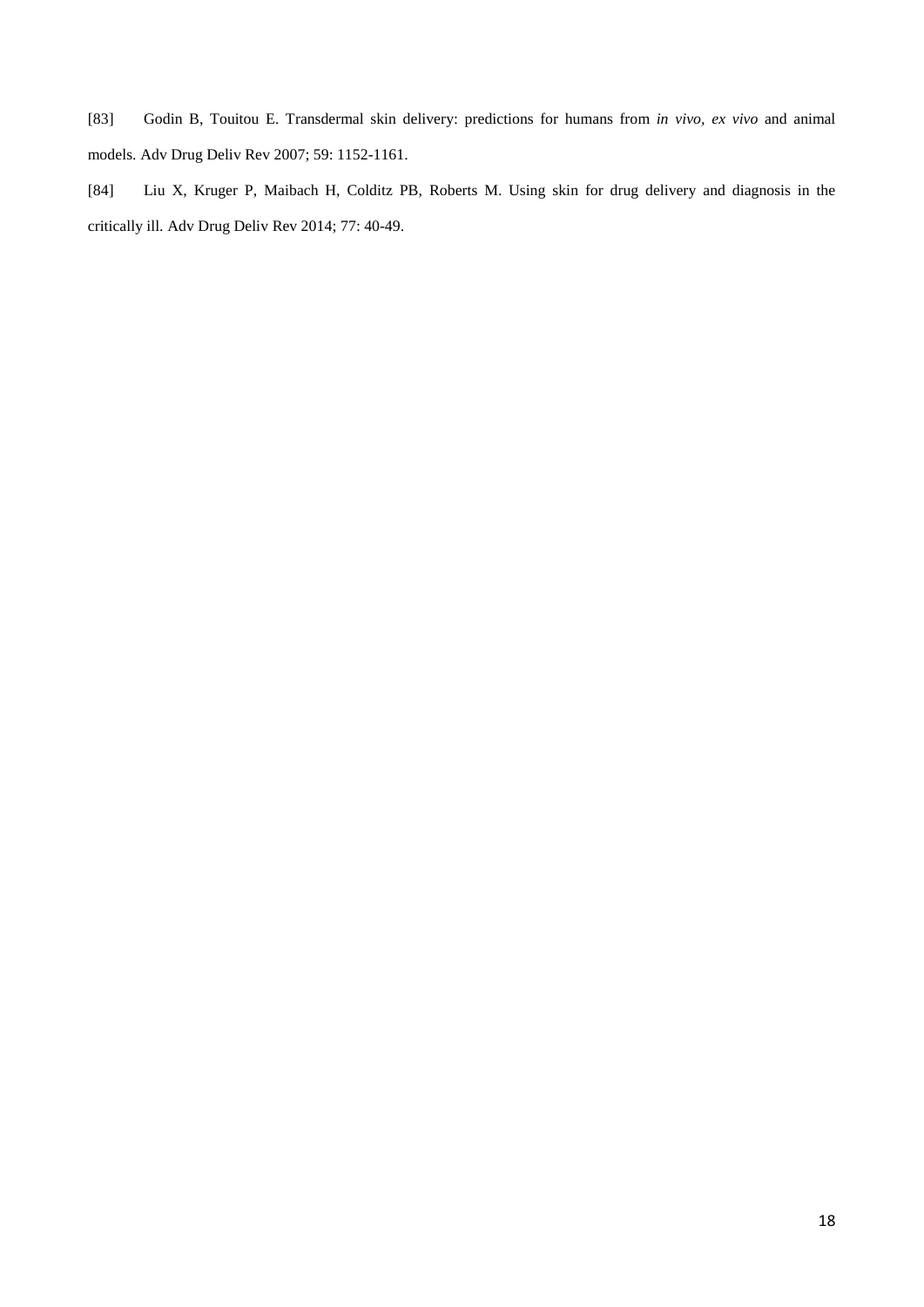[83] Godin B, Touitou E. Transdermal skin delivery: predictions for humans from *in vivo, ex vivo* and animal models. Adv Drug Deliv Rev 2007; 59: 1152-1161.

[84] Liu X, Kruger P, Maibach H, Colditz PB, Roberts M. Using skin for drug delivery and diagnosis in the critically ill. Adv Drug Deliv Rev 2014; 77: 40-49.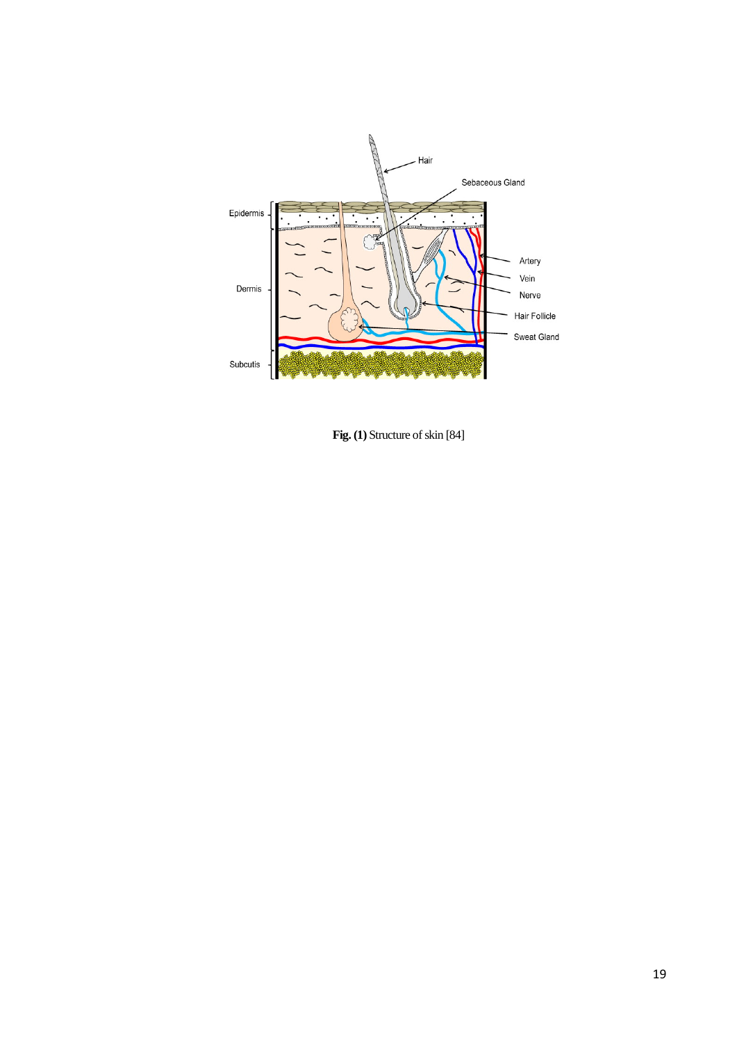**Fig. (1)** Structure of skin [84]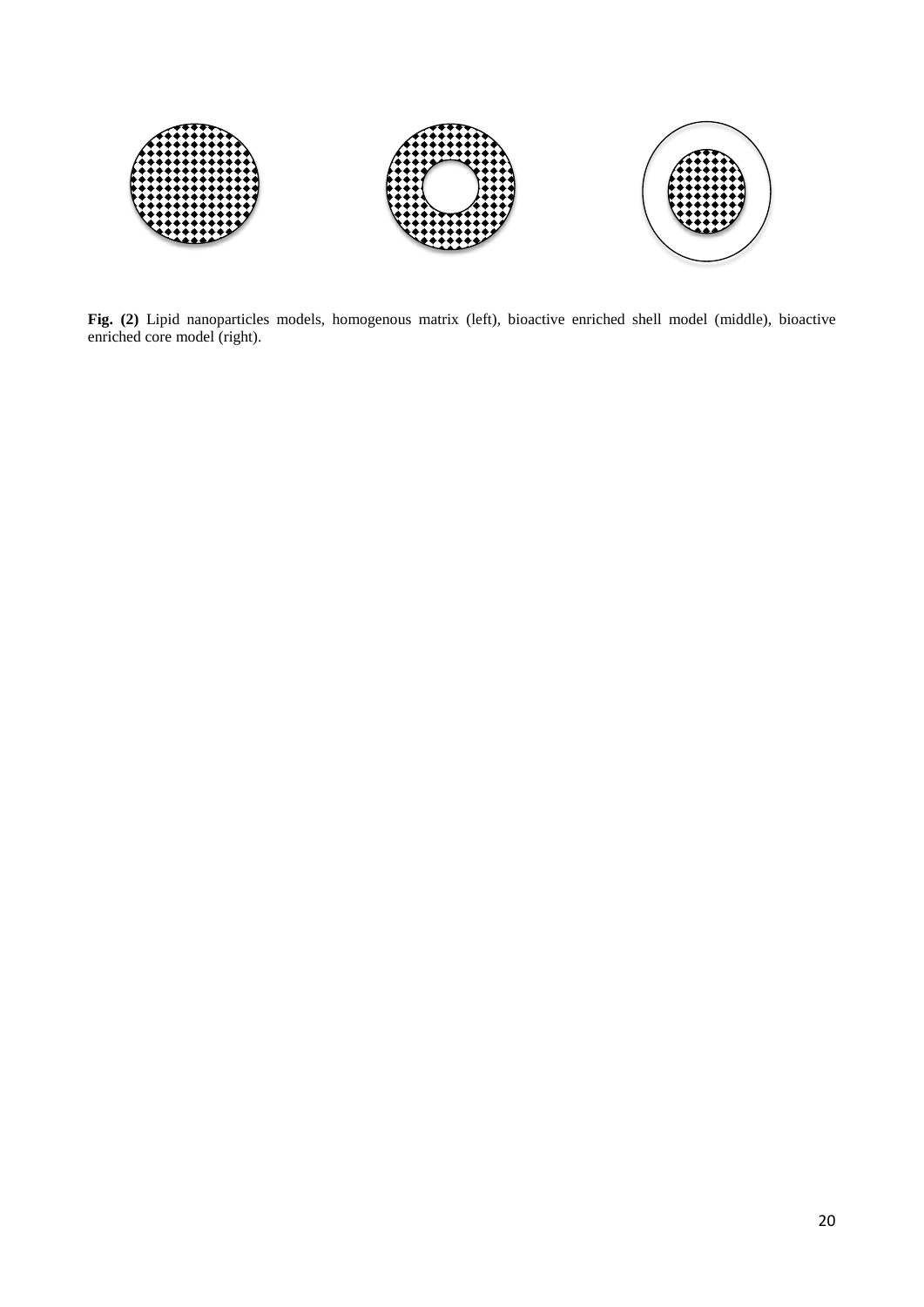**Fig. (2)** Lipid nanoparticles models, homogenous matrix (left), bioactive enriched shell model (middle), bioactive enriched core model (right).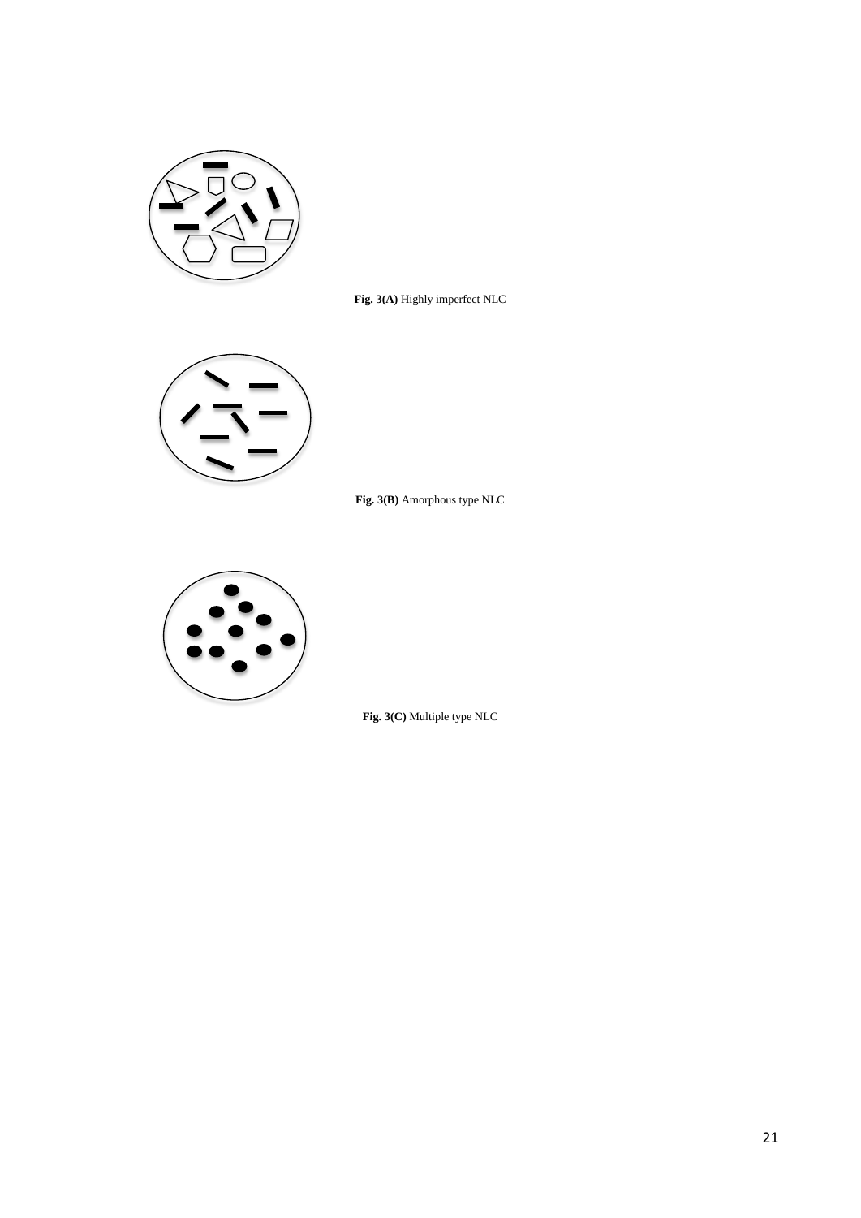**Fig. 3(A)** Highly imperfect NLC

**Fig. 3(B)** Amorphous type NLC

**Fig. 3(C)** Multiple type NLC